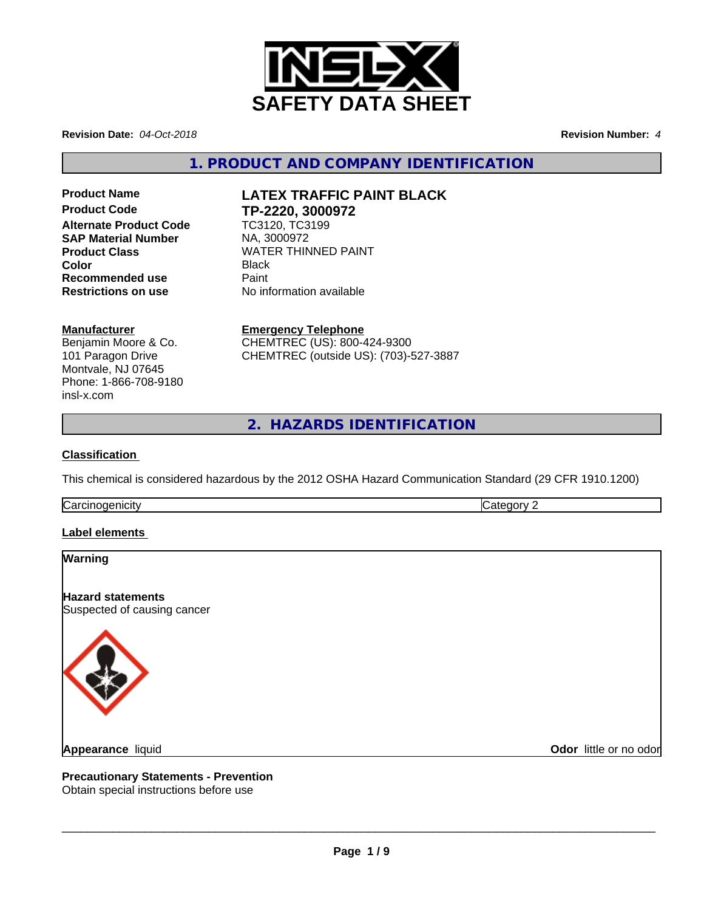# SAFETY DATA SHEET

**Revision Date:** *04-Oct-2018*

**Revision Number:** *4*

## 1. PRODUCT AND COMPANY IDENTIFICATION

| | |
|---|---|
| **Product Name** | **LATEX TRAFFIC PAINT BLACK** |
| **Product Code** | **TP-2220, 3000972** |
| **Alternate Product Code** | TC3120, TC3199 |
| **SAP Material Number** | NA, 3000972 |
| **Product Class** | WATER THINNED PAINT |
| **Color** | Black |
| **Recommended use** | Paint |
| **Restrictions on use** | No information available |

**Manufacturer**
Benjamin Moore & Co.
101 Paragon Drive
Montvale, NJ 07645
Phone: 1-866-708-9180
insl-x.com

**Emergency Telephone**
CHEMTREC (US): 800-424-9300
CHEMTREC (outside US): (703)-527-3887

## 2. HAZARDS IDENTIFICATION

**Classification**

This chemical is considered hazardous by the 2012 OSHA Hazard Communication Standard (29 CFR 1910.1200)

| | |
|---|---|
| Carcinogenicity | Category 2 |

**Label elements**

**Warning**

**Hazard statements**
Suspected of causing cancer

**Appearance** liquid

**Odor** little or no odor

**Precautionary Statements - Prevention**
Obtain special instructions before use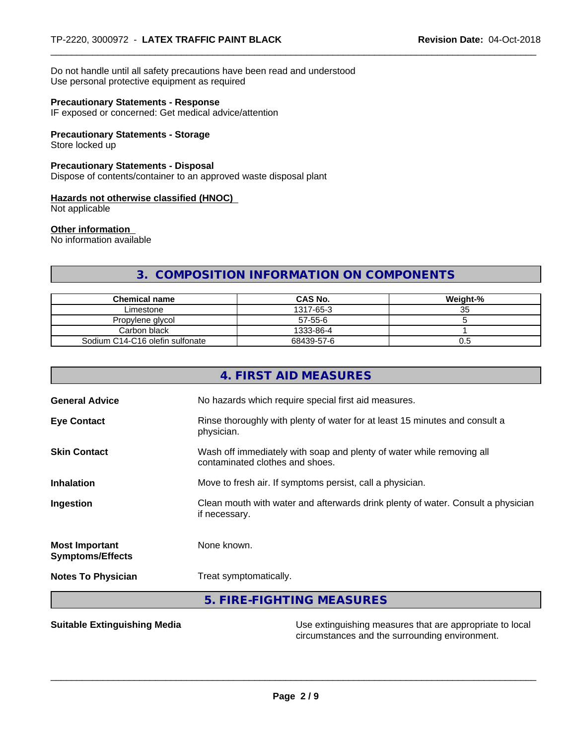Do not handle until all safety precautions have been read and understood
Use personal protective equipment as required

**Precautionary Statements - Response**
IF exposed or concerned: Get medical advice/attention

**Precautionary Statements - Storage**
Store locked up

**Precautionary Statements - Disposal**
Dispose of contents/container to an approved waste disposal plant

**Hazards not otherwise classified (HNOC)**
Not applicable

**Other information**
No information available

## 3. COMPOSITION INFORMATION ON COMPONENTS

| Chemical name | CAS No. | Weight-% |
|---|---|---|
| Limestone | 1317-65-3 | 35 |
| Propylene glycol | 57-55-6 | 5 |
| Carbon black | 1333-86-4 | 1 |
| Sodium C14-C16 olefin sulfonate | 68439-57-6 | 0.5 |

## 4. FIRST AID MEASURES

**General Advice** No hazards which require special first aid measures.

**Eye Contact** Rinse thoroughly with plenty of water for at least 15 minutes and consult a physician.

**Skin Contact** Wash off immediately with soap and plenty of water while removing all contaminated clothes and shoes.

**Inhalation** Move to fresh air. If symptoms persist, call a physician.

**Ingestion** Clean mouth with water and afterwards drink plenty of water. Consult a physician if necessary.

**Most Important Symptoms/Effects** None known.

**Notes To Physician** Treat symptomatically.

## 5. FIRE-FIGHTING MEASURES

**Suitable Extinguishing Media** Use extinguishing measures that are appropriate to local circumstances and the surrounding environment.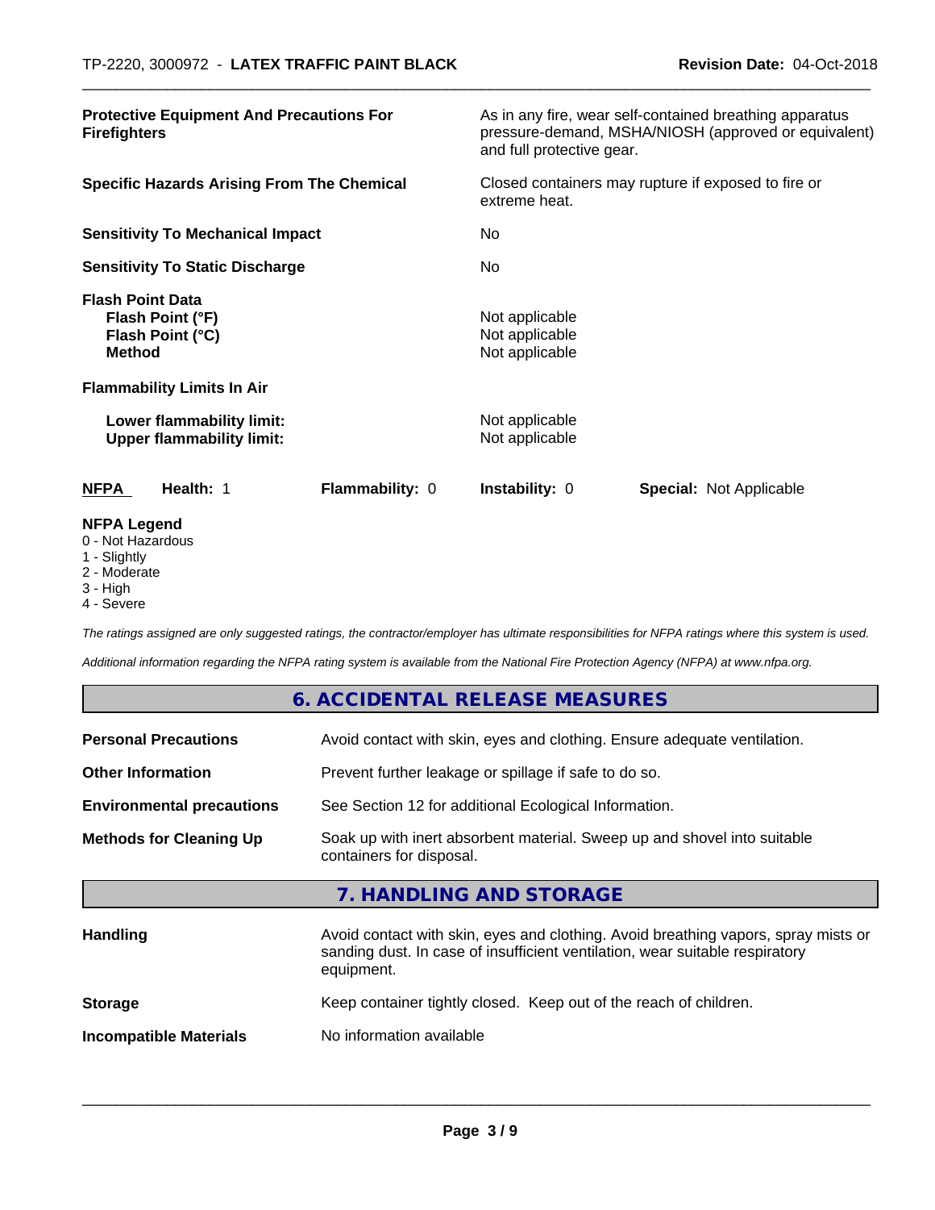| | |
|---|---|
| **Protective Equipment And Precautions For Firefighters** | As in any fire, wear self-contained breathing apparatus pressure-demand, MSHA/NIOSH (approved or equivalent) and full protective gear. |
| **Specific Hazards Arising From The Chemical** | Closed containers may rupture if exposed to fire or extreme heat. |
| **Sensitivity To Mechanical Impact** | No |
| **Sensitivity To Static Discharge** | No |

**Flash Point Data**

| | |
|---|---|
| **Flash Point (°F)** | Not applicable |
| **Flash Point (°C)** | Not applicable |
| **Method** | Not applicable |

**Flammability Limits In Air**

| | |
|---|---|
| **Lower flammability limit:** | Not applicable |
| **Upper flammability limit:** | Not applicable |

| **NFPA** | **Health:** 1 | **Flammability:** 0 | **Instability:** 0 | **Special:** Not Applicable |
|---|---|---|---|---|

**NFPA Legend**
0 - Not Hazardous
1 - Slightly
2 - Moderate
3 - High
4 - Severe

*The ratings assigned are only suggested ratings, the contractor/employer has ultimate responsibilities for NFPA ratings where this system is used.*

*Additional information regarding the NFPA rating system is available from the National Fire Protection Agency (NFPA) at www.nfpa.org.*

## 6. ACCIDENTAL RELEASE MEASURES

| | |
|---|---|
| **Personal Precautions** | Avoid contact with skin, eyes and clothing. Ensure adequate ventilation. |
| **Other Information** | Prevent further leakage or spillage if safe to do so. |
| **Environmental precautions** | See Section 12 for additional Ecological Information. |
| **Methods for Cleaning Up** | Soak up with inert absorbent material. Sweep up and shovel into suitable containers for disposal. |

## 7. HANDLING AND STORAGE

| | |
|---|---|
| **Handling** | Avoid contact with skin, eyes and clothing. Avoid breathing vapors, spray mists or sanding dust. In case of insufficient ventilation, wear suitable respiratory equipment. |
| **Storage** | Keep container tightly closed. Keep out of the reach of children. |
| **Incompatible Materials** | No information available |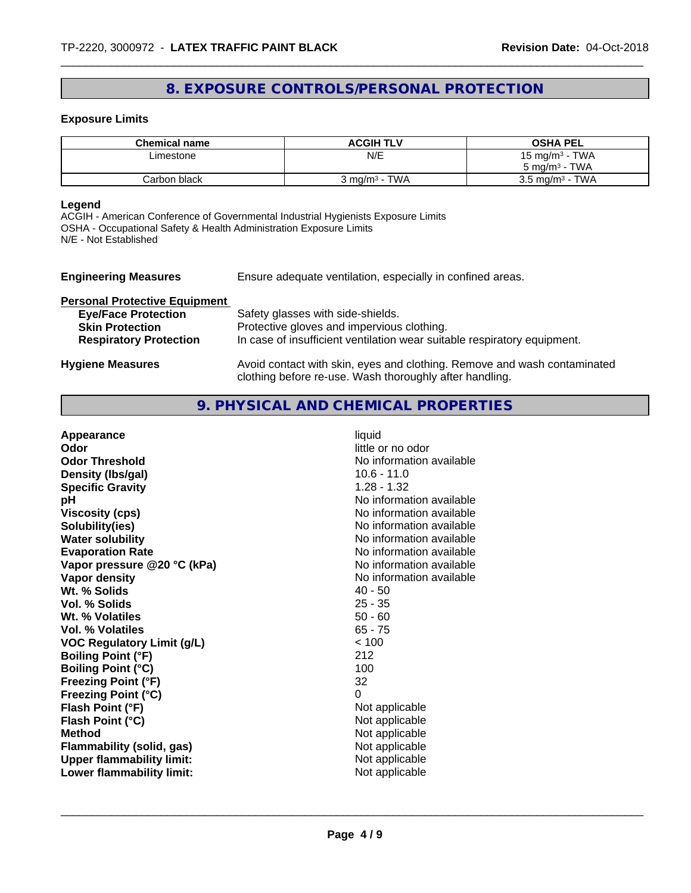## 8. EXPOSURE CONTROLS/PERSONAL PROTECTION

### Exposure Limits

| Chemical name | ACGIH TLV | OSHA PEL |
|---|---|---|
| Limestone | N/E | 15 mg/m³ - TWA<br>5 mg/m³ - TWA |
| Carbon black | 3 mg/m³ - TWA | 3.5 mg/m³ - TWA |

**Legend**

ACGIH - American Conference of Governmental Industrial Hygienists Exposure Limits
OSHA - Occupational Safety & Health Administration Exposure Limits
N/E - Not Established

**Engineering Measures** Ensure adequate ventilation, especially in confined areas.

**Personal Protective Equipment**

- **Eye/Face Protection** Safety glasses with side-shields.
- **Skin Protection** Protective gloves and impervious clothing.
- **Respiratory Protection** In case of insufficient ventilation wear suitable respiratory equipment.

**Hygiene Measures** Avoid contact with skin, eyes and clothing. Remove and wash contaminated clothing before re-use. Wash thoroughly after handling.

## 9. PHYSICAL AND CHEMICAL PROPERTIES

| Property | Value |
|---|---|
| **Appearance** | liquid |
| **Odor** | little or no odor |
| **Odor Threshold** | No information available |
| **Density (lbs/gal)** | 10.6 - 11.0 |
| **Specific Gravity** | 1.28 - 1.32 |
| **pH** | No information available |
| **Viscosity (cps)** | No information available |
| **Solubility(ies)** | No information available |
| **Water solubility** | No information available |
| **Evaporation Rate** | No information available |
| **Vapor pressure @20 °C (kPa)** | No information available |
| **Vapor density** | No information available |
| **Wt. % Solids** | 40 - 50 |
| **Vol. % Solids** | 25 - 35 |
| **Wt. % Volatiles** | 50 - 60 |
| **Vol. % Volatiles** | 65 - 75 |
| **VOC Regulatory Limit (g/L)** | < 100 |
| **Boiling Point (°F)** | 212 |
| **Boiling Point (°C)** | 100 |
| **Freezing Point (°F)** | 32 |
| **Freezing Point (°C)** | 0 |
| **Flash Point (°F)** | Not applicable |
| **Flash Point (°C)** | Not applicable |
| **Method** | Not applicable |
| **Flammability (solid, gas)** | Not applicable |
| **Upper flammability limit:** | Not applicable |
| **Lower flammability limit:** | Not applicable |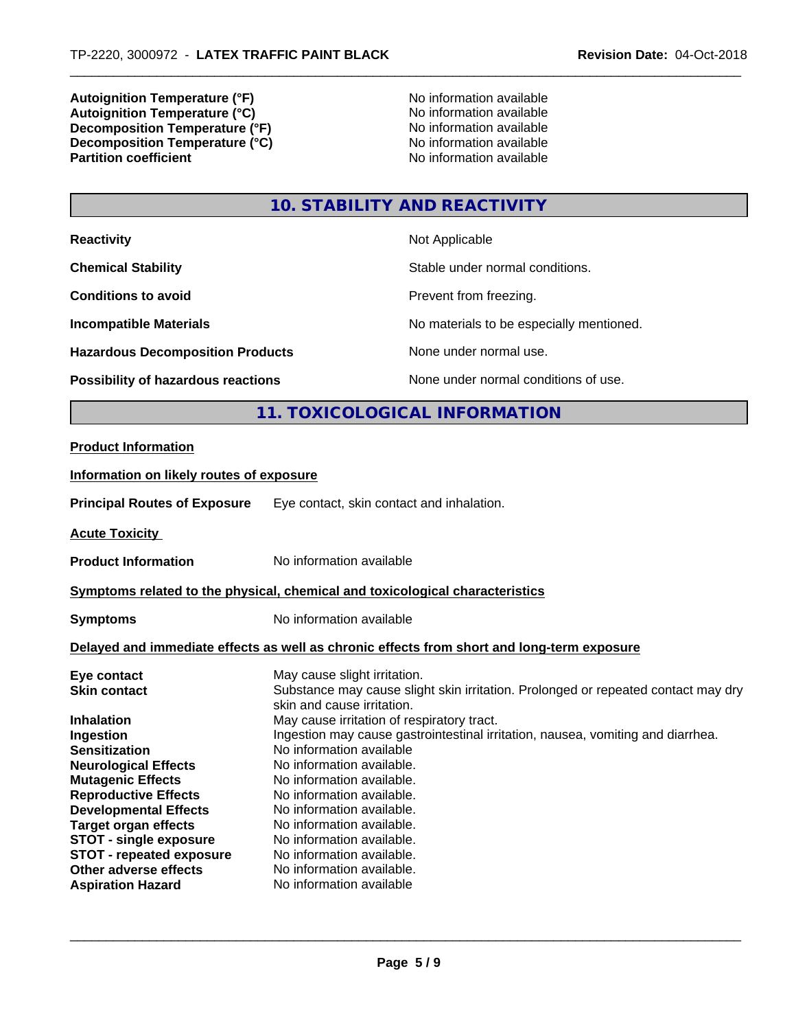| | |
|---|---|
| **Autoignition Temperature (°F)** | No information available |
| **Autoignition Temperature (°C)** | No information available |
| **Decomposition Temperature (°F)** | No information available |
| **Decomposition Temperature (°C)** | No information available |
| **Partition coefficient** | No information available |

## 10. STABILITY AND REACTIVITY

| | |
|---|---|
| **Reactivity** | Not Applicable |
| **Chemical Stability** | Stable under normal conditions. |
| **Conditions to avoid** | Prevent from freezing. |
| **Incompatible Materials** | No materials to be especially mentioned. |
| **Hazardous Decomposition Products** | None under normal use. |
| **Possibility of hazardous reactions** | None under normal conditions of use. |

## 11. TOXICOLOGICAL INFORMATION

**Product Information**

**Information on likely routes of exposure**

**Principal Routes of Exposure** Eye contact, skin contact and inhalation.

**Acute Toxicity**

**Product Information** No information available

**Symptoms related to the physical, chemical and toxicological characteristics**

**Symptoms** No information available

**Delayed and immediate effects as well as chronic effects from short and long-term exposure**

| | |
|---|---|
| **Eye contact** | May cause slight irritation. |
| **Skin contact** | Substance may cause slight skin irritation. Prolonged or repeated contact may dry skin and cause irritation. |
| **Inhalation** | May cause irritation of respiratory tract. |
| **Ingestion** | Ingestion may cause gastrointestinal irritation, nausea, vomiting and diarrhea. |
| **Sensitization** | No information available |
| **Neurological Effects** | No information available. |
| **Mutagenic Effects** | No information available. |
| **Reproductive Effects** | No information available. |
| **Developmental Effects** | No information available. |
| **Target organ effects** | No information available. |
| **STOT - single exposure** | No information available. |
| **STOT - repeated exposure** | No information available. |
| **Other adverse effects** | No information available. |
| **Aspiration Hazard** | No information available |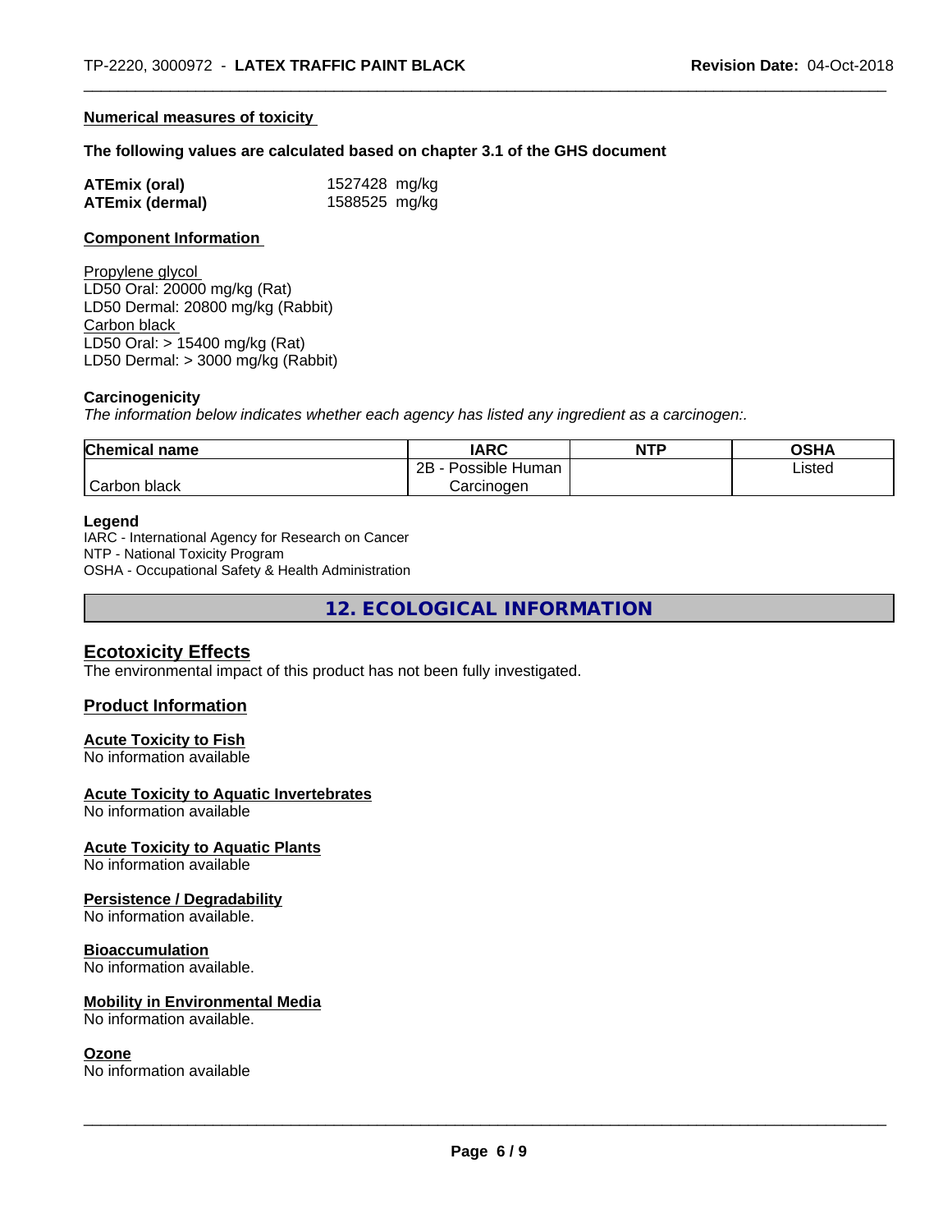### Numerical measures of toxicity

**The following values are calculated based on chapter 3.1 of the GHS document**

| | |
|---|---|
| **ATEmix (oral)** | 1527428 mg/kg |
| **ATEmix (dermal)** | 1588525 mg/kg |

### Component Information

Propylene glycol
LD50 Oral: 20000 mg/kg (Rat)
LD50 Dermal: 20800 mg/kg (Rabbit)
Carbon black
LD50 Oral: > 15400 mg/kg (Rat)
LD50 Dermal: > 3000 mg/kg (Rabbit)

**Carcinogenicity**

*The information below indicates whether each agency has listed any ingredient as a carcinogen:.*

| Chemical name | IARC | NTP | OSHA |
|---|---|---|---|
| Carbon black | 2B - Possible Human Carcinogen | | Listed |

**Legend**
IARC - International Agency for Research on Cancer
NTP - National Toxicity Program
OSHA - Occupational Safety & Health Administration

# 12. ECOLOGICAL INFORMATION

## Ecotoxicity Effects

The environmental impact of this product has not been fully investigated.

## Product Information

### Acute Toxicity to Fish

No information available

### Acute Toxicity to Aquatic Invertebrates

No information available

### Acute Toxicity to Aquatic Plants

No information available

### Persistence / Degradability

No information available.

### Bioaccumulation

No information available.

### Mobility in Environmental Media

No information available.

### Ozone

No information available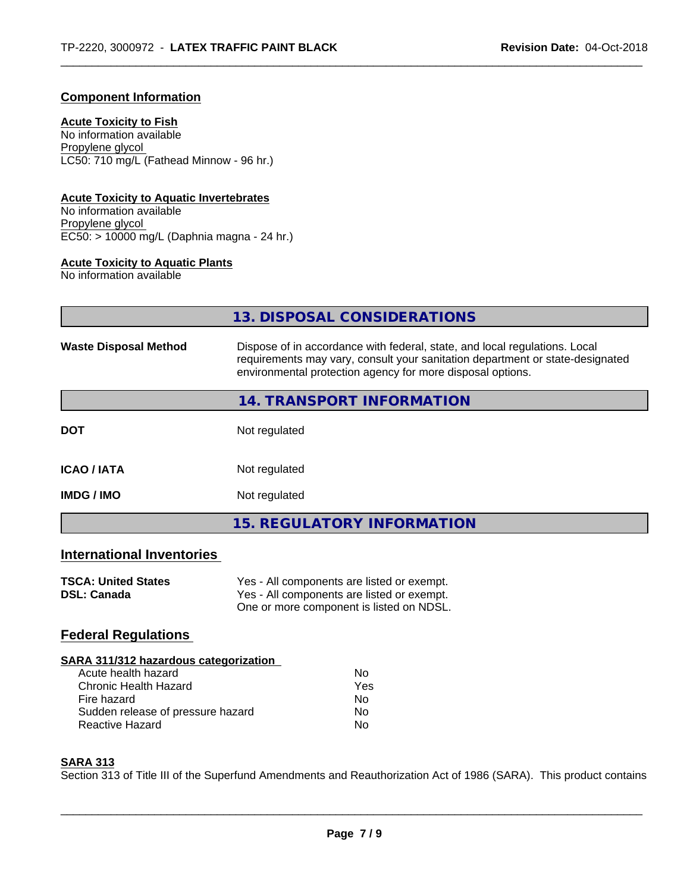## Component Information

**Acute Toxicity to Fish**
No information available
Propylene glycol
LC50: 710 mg/L (Fathead Minnow - 96 hr.)

**Acute Toxicity to Aquatic Invertebrates**
No information available
Propylene glycol
EC50: > 10000 mg/L (Daphnia magna - 24 hr.)

**Acute Toxicity to Aquatic Plants**
No information available

## 13. DISPOSAL CONSIDERATIONS

| | |
|---|---|
| **Waste Disposal Method** | Dispose of in accordance with federal, state, and local regulations. Local requirements may vary, consult your sanitation department or state-designated environmental protection agency for more disposal options. |

## 14. TRANSPORT INFORMATION

| | |
|---|---|
| **DOT** | Not regulated |
| **ICAO / IATA** | Not regulated |
| **IMDG / IMO** | Not regulated |

## 15. REGULATORY INFORMATION

### International Inventories

| | |
|---|---|
| **TSCA: United States** | Yes - All components are listed or exempt. |
| **DSL: Canada** | Yes - All components are listed or exempt. One or more component is listed on NDSL. |

### Federal Regulations

**SARA 311/312 hazardous categorization**

| | |
|---|---|
| Acute health hazard | No |
| Chronic Health Hazard | Yes |
| Fire hazard | No |
| Sudden release of pressure hazard | No |
| Reactive Hazard | No |

**SARA 313**
Section 313 of Title III of the Superfund Amendments and Reauthorization Act of 1986 (SARA). This product contains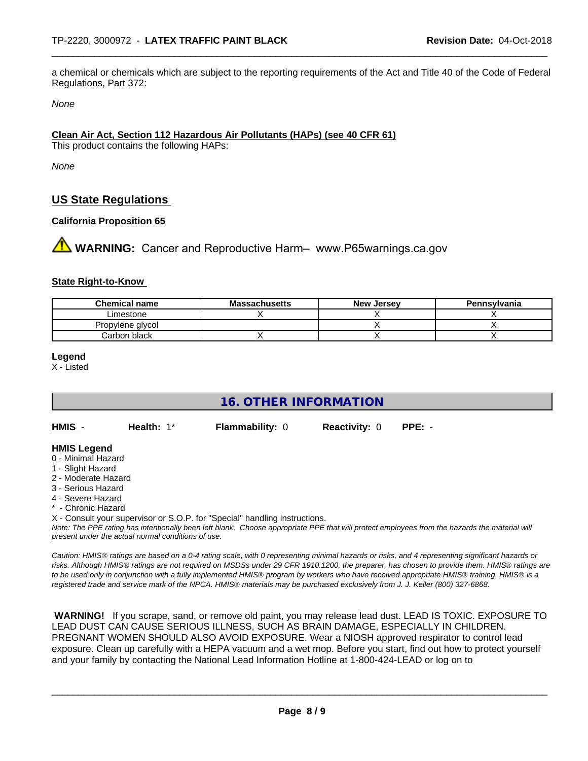a chemical or chemicals which are subject to the reporting requirements of the Act and Title 40 of the Code of Federal Regulations, Part 372:

*None*

**Clean Air Act, Section 112 Hazardous Air Pollutants (HAPs) (see 40 CFR 61)**

This product contains the following HAPs:

*None*

## US State Regulations

**California Proposition 65**

⚠ **WARNING:** Cancer and Reproductive Harm– www.P65warnings.ca.gov

**State Right-to-Know**

| Chemical name | Massachusetts | New Jersey | Pennsylvania |
|---|---|---|---|
| Limestone | X | X | X |
| Propylene glycol | | X | X |
| Carbon black | X | X | X |

**Legend**

X - Listed

## 16. OTHER INFORMATION

**HMIS** - **Health:** 1* **Flammability:** 0 **Reactivity:** 0 **PPE:** -

**HMIS Legend**

0 - Minimal Hazard
1 - Slight Hazard
2 - Moderate Hazard
3 - Serious Hazard
4 - Severe Hazard
* - Chronic Hazard
X - Consult your supervisor or S.O.P. for "Special" handling instructions.

*Note: The PPE rating has intentionally been left blank. Choose appropriate PPE that will protect employees from the hazards the material will present under the actual normal conditions of use.*

*Caution: HMIS® ratings are based on a 0-4 rating scale, with 0 representing minimal hazards or risks, and 4 representing significant hazards or risks. Although HMIS® ratings are not required on MSDSs under 29 CFR 1910.1200, the preparer, has chosen to provide them. HMIS® ratings are to be used only in conjunction with a fully implemented HMIS® program by workers who have received appropriate HMIS® training. HMIS® is a registered trade and service mark of the NPCA. HMIS® materials may be purchased exclusively from J. J. Keller (800) 327-6868.*

**WARNING!** If you scrape, sand, or remove old paint, you may release lead dust. LEAD IS TOXIC. EXPOSURE TO LEAD DUST CAN CAUSE SERIOUS ILLNESS, SUCH AS BRAIN DAMAGE, ESPECIALLY IN CHILDREN. PREGNANT WOMEN SHOULD ALSO AVOID EXPOSURE. Wear a NIOSH approved respirator to control lead exposure. Clean up carefully with a HEPA vacuum and a wet mop. Before you start, find out how to protect yourself and your family by contacting the National Lead Information Hotline at 1-800-424-LEAD or log on to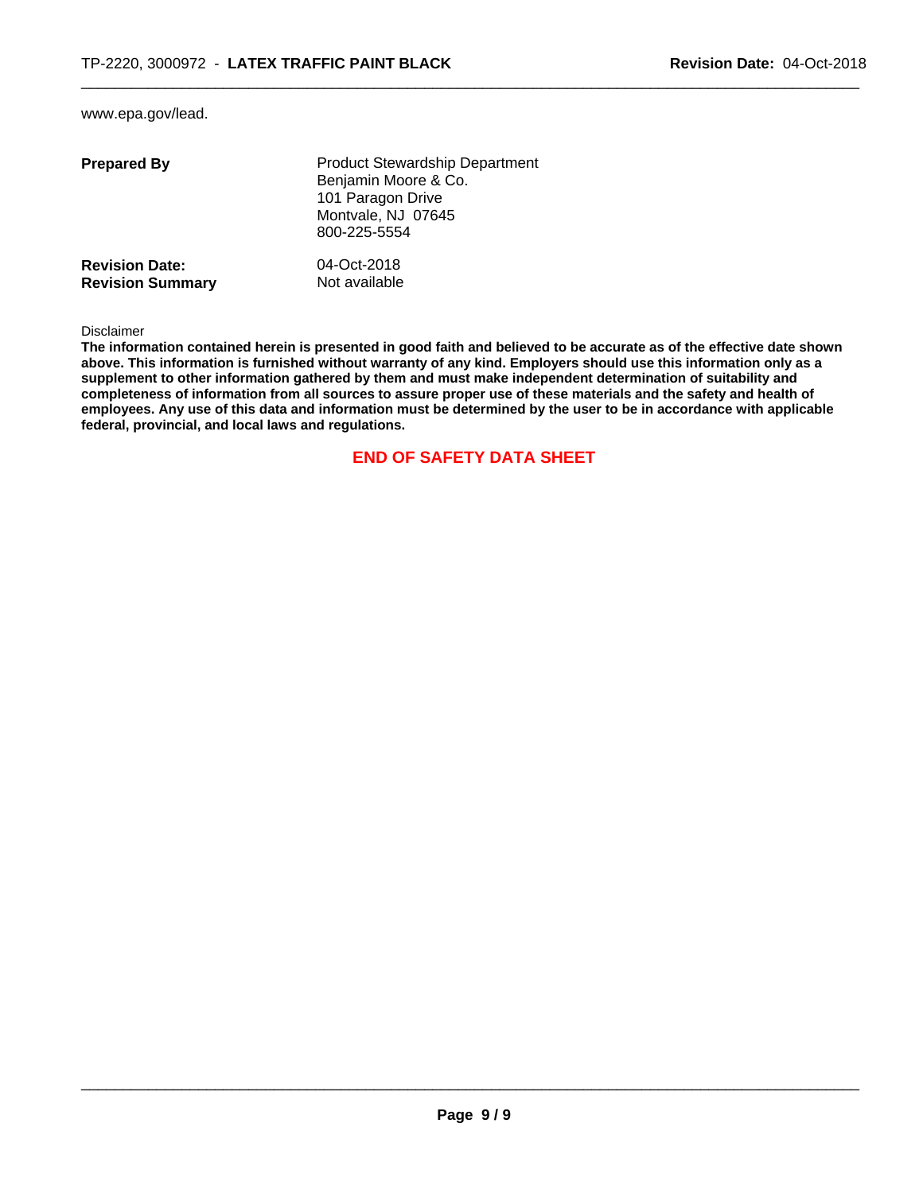www.epa.gov/lead.

| | |
|---|---|
| **Prepared By** | Product Stewardship Department<br>Benjamin Moore & Co.<br>101 Paragon Drive<br>Montvale, NJ 07645<br>800-225-5554 |
| **Revision Date:** | 04-Oct-2018 |
| **Revision Summary** | Not available |

Disclaimer

**The information contained herein is presented in good faith and believed to be accurate as of the effective date shown above. This information is furnished without warranty of any kind. Employers should use this information only as a supplement to other information gathered by them and must make independent determination of suitability and completeness of information from all sources to assure proper use of these materials and the safety and health of employees. Any use of this data and information must be determined by the user to be in accordance with applicable federal, provincial, and local laws and regulations.**

**END OF SAFETY DATA SHEET**